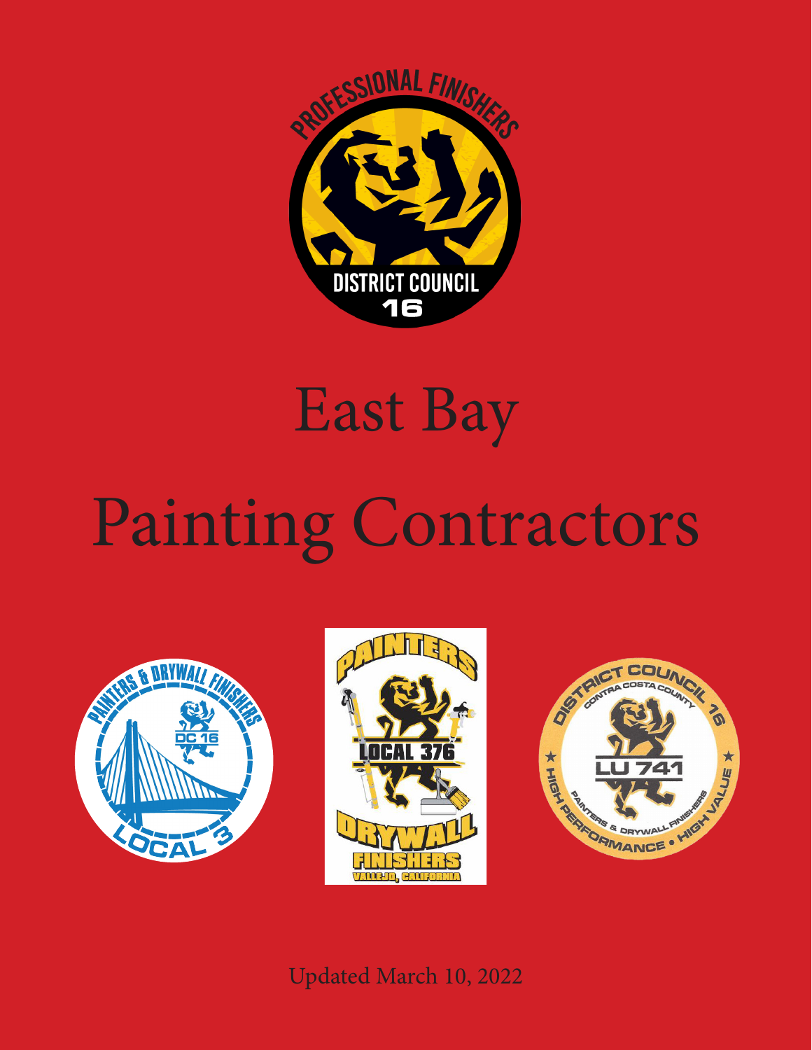# East Bay

# Painting Contractors

Updated March 10, 2022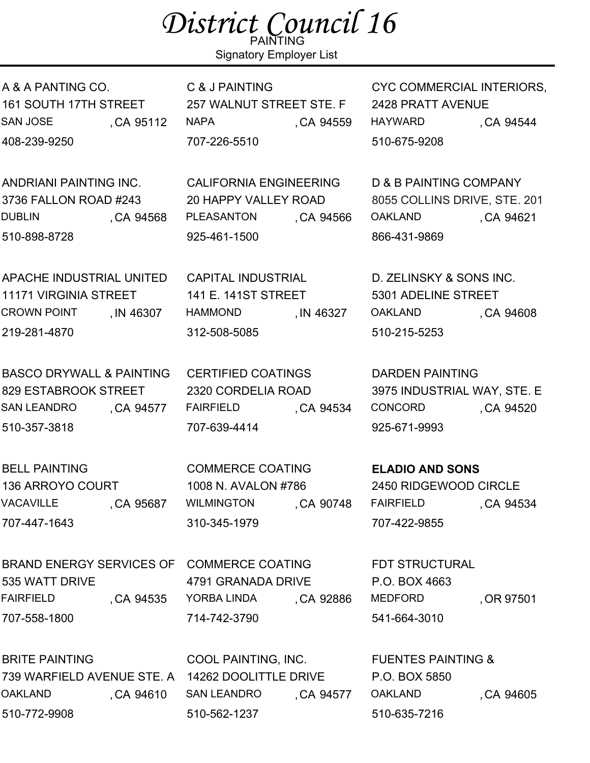# *District Council 16*

PAINTING

Signatory Employer List

---

A & A PANTING CO.
161 SOUTH 17TH STREET
SAN JOSE , CA 95112
408-239-9250

ANDRIANI PAINTING INC.
3736 FALLON ROAD #243
DUBLIN , CA 94568
510-898-8728

APACHE INDUSTRIAL UNITED
11171 VIRGINIA STREET
CROWN POINT , IN 46307
219-281-4870

BASCO DRYWALL & PAINTING
829 ESTABROOK STREET
SAN LEANDRO , CA 94577
510-357-3818

BELL PAINTING
136 ARROYO COURT
VACAVILLE , CA 95687
707-447-1643

BRAND ENERGY SERVICES OF
535 WATT DRIVE
FAIRFIELD , CA 94535
707-558-1800

BRITE PAINTING
739 WARFIELD AVENUE STE. A
OAKLAND , CA 94610
510-772-9908

C & J PAINTING
257 WALNUT STREET STE. F
NAPA , CA 94559
707-226-5510

CALIFORNIA ENGINEERING
20 HAPPY VALLEY ROAD
PLEASANTON , CA 94566
925-461-1500

CAPITAL INDUSTRIAL
141 E. 141ST STREET
HAMMOND , IN 46327
312-508-5085

CERTIFIED COATINGS
2320 CORDELIA ROAD
FAIRFIELD , CA 94534
707-639-4414

COMMERCE COATING
1008 N. AVALON #786
WILMINGTON , CA 90748
310-345-1979

COMMERCE COATING
4791 GRANADA DRIVE
YORBA LINDA , CA 92886
714-742-3790

COOL PAINTING, INC.
14262 DOOLITTLE DRIVE
SAN LEANDRO , CA 94577
510-562-1237

CYC COMMERCIAL INTERIORS,
2428 PRATT AVENUE
HAYWARD , CA 94544
510-675-9208

D & B PAINTING COMPANY
8055 COLLINS DRIVE, STE. 201
OAKLAND , CA 94621
866-431-9869

D. ZELINSKY & SONS INC.
5301 ADELINE STREET
OAKLAND , CA 94608
510-215-5253

DARDEN PAINTING
3975 INDUSTRIAL WAY, STE. E
CONCORD , CA 94520
925-671-9993

**ELADIO AND SONS**
2450 RIDGEWOOD CIRCLE
FAIRFIELD , CA 94534
707-422-9855

FDT STRUCTURAL
P.O. BOX 4663
MEDFORD , OR 97501
541-664-3010

FUENTES PAINTING &
P.O. BOX 5850
OAKLAND , CA 94605
510-635-7216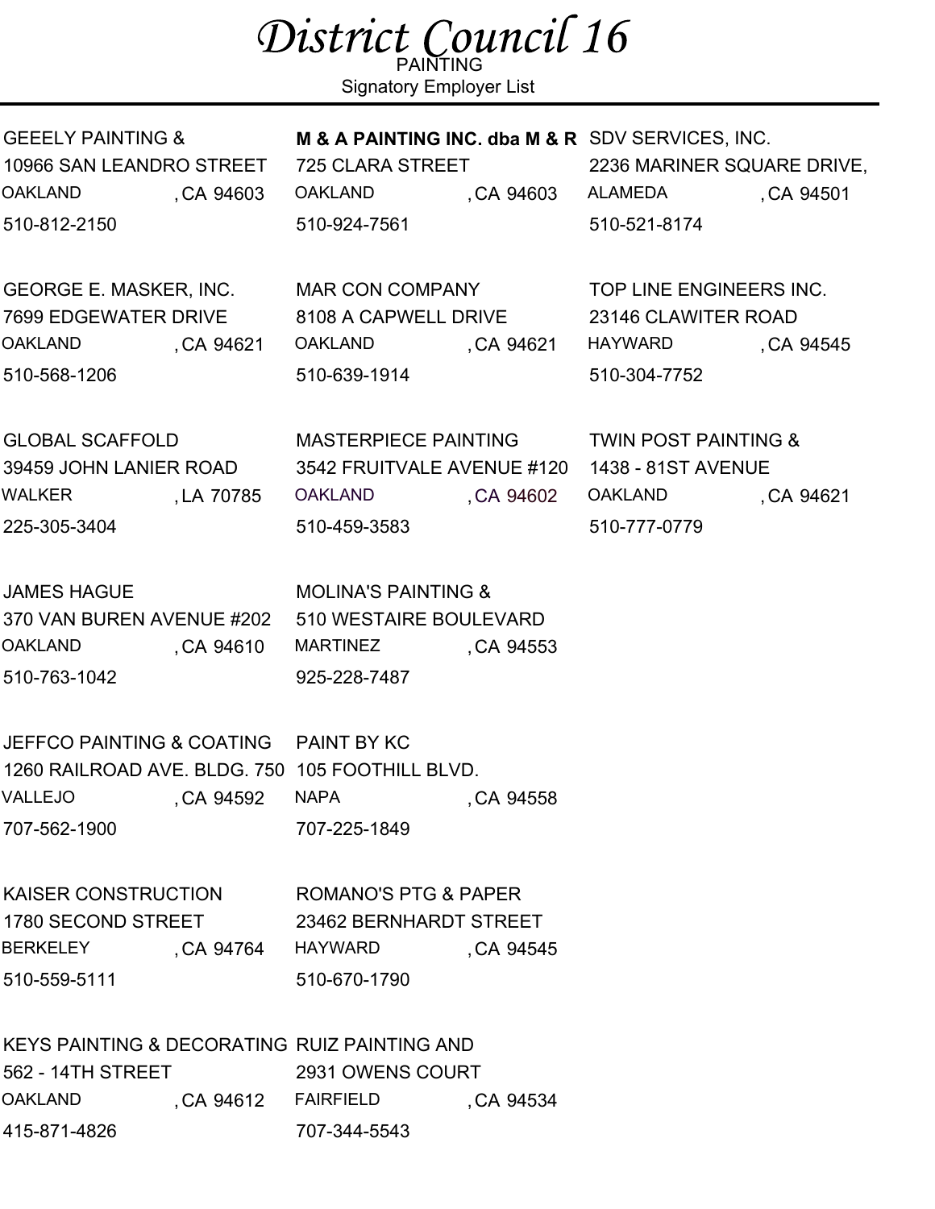# District Council 16

PAINTING

Signatory Employer List

GEEELY PAINTING &
10966 SAN LEANDRO STREET
OAKLAND , CA 94603
510-812-2150

GEORGE E. MASKER, INC.
7699 EDGEWATER DRIVE
OAKLAND , CA 94621
510-568-1206

GLOBAL SCAFFOLD
39459 JOHN LANIER ROAD
WALKER , LA 70785
225-305-3404

JAMES HAGUE
370 VAN BUREN AVENUE #202
OAKLAND , CA 94610
510-763-1042

JEFFCO PAINTING & COATING
1260 RAILROAD AVE. BLDG. 750
VALLEJO , CA 94592
707-562-1900

KAISER CONSTRUCTION
1780 SECOND STREET
BERKELEY , CA 94764
510-559-5111

KEYS PAINTING & DECORATING
562 - 14TH STREET
OAKLAND , CA 94612
415-871-4826

**M & A PAINTING INC. dba M & R**
725 CLARA STREET
OAKLAND , CA 94603
510-924-7561

MAR CON COMPANY
8108 A CAPWELL DRIVE
OAKLAND , CA 94621
510-639-1914

MASTERPIECE PAINTING
3542 FRUITVALE AVENUE #120
OAKLAND , CA 94602
510-459-3583

MOLINA'S PAINTING &
510 WESTAIRE BOULEVARD
MARTINEZ , CA 94553
925-228-7487

PAINT BY KC
105 FOOTHILL BLVD.
NAPA , CA 94558
707-225-1849

ROMANO'S PTG & PAPER
23462 BERNHARDT STREET
HAYWARD , CA 94545
510-670-1790

RUIZ PAINTING AND
2931 OWENS COURT
FAIRFIELD , CA 94534
707-344-5543

SDV SERVICES, INC.
2236 MARINER SQUARE DRIVE,
ALAMEDA , CA 94501
510-521-8174

TOP LINE ENGINEERS INC.
23146 CLAWITER ROAD
HAYWARD , CA 94545
510-304-7752

TWIN POST PAINTING &
1438 - 81ST AVENUE
OAKLAND , CA 94621
510-777-0779